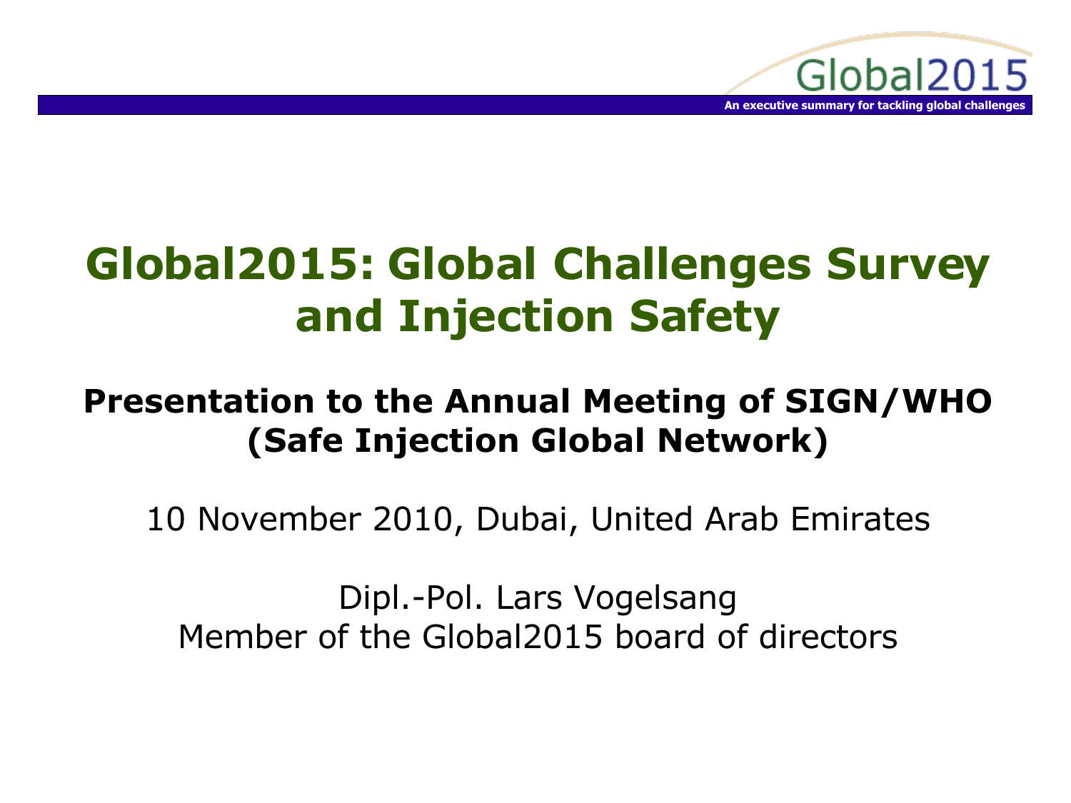# Global2015: Global Challenges Survey and Injection Safety

## Presentation to the Annual Meeting of SIGN/WHO (Safe Injection Global Network)

10 November 2010, Dubai, United Arab Emirates

Dipl.-Pol. Lars Vogelsang
Member of the Global2015 board of directors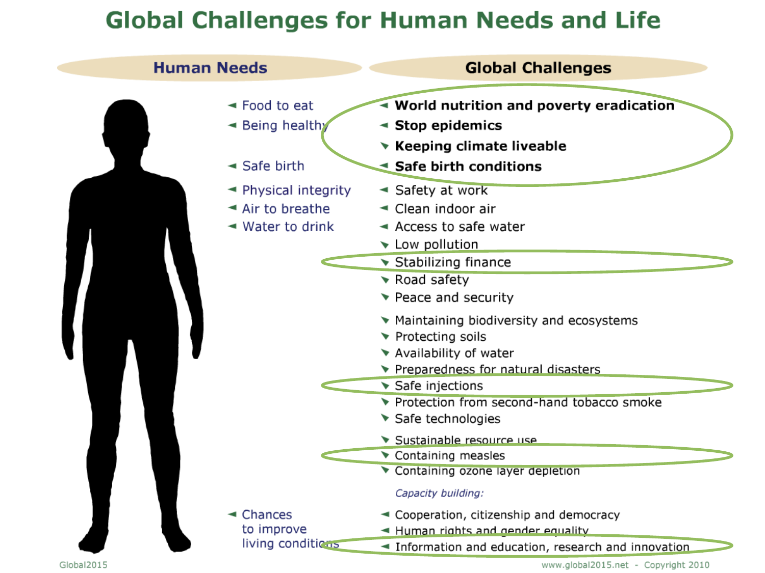# Global Challenges for Human Needs and Life

| Human Needs | Global Challenges |
| --- | --- |
| Food to eat | **World nutrition and poverty eradication** |
| Being healthy | **Stop epidemics** |
| | **Keeping climate liveable** |
| Safe birth | **Safe birth conditions** |
| Physical integrity | Safety at work |
| Air to breathe | Clean indoor air |
| Water to drink | Access to safe water |
| | Low pollution |
| | Stabilizing finance |
| | Road safety |
| | Peace and security |
| | Maintaining biodiversity and ecosystems |
| | Protecting soils |
| | Availability of water |
| | Preparedness for natural disasters |
| | Safe injections |
| | Protection from second-hand tobacco smoke |
| | Safe technologies |
| | Sustainable resource use |
| | Containing measles |
| | Containing ozone layer depletion |
| | *Capacity building:* |
| Chances to improve living conditions | Cooperation, citizenship and democracy |
| | Human rights and gender equality |
| | Information and education, research and innovation |

Global2015

www.global2015.net - Copyright 2010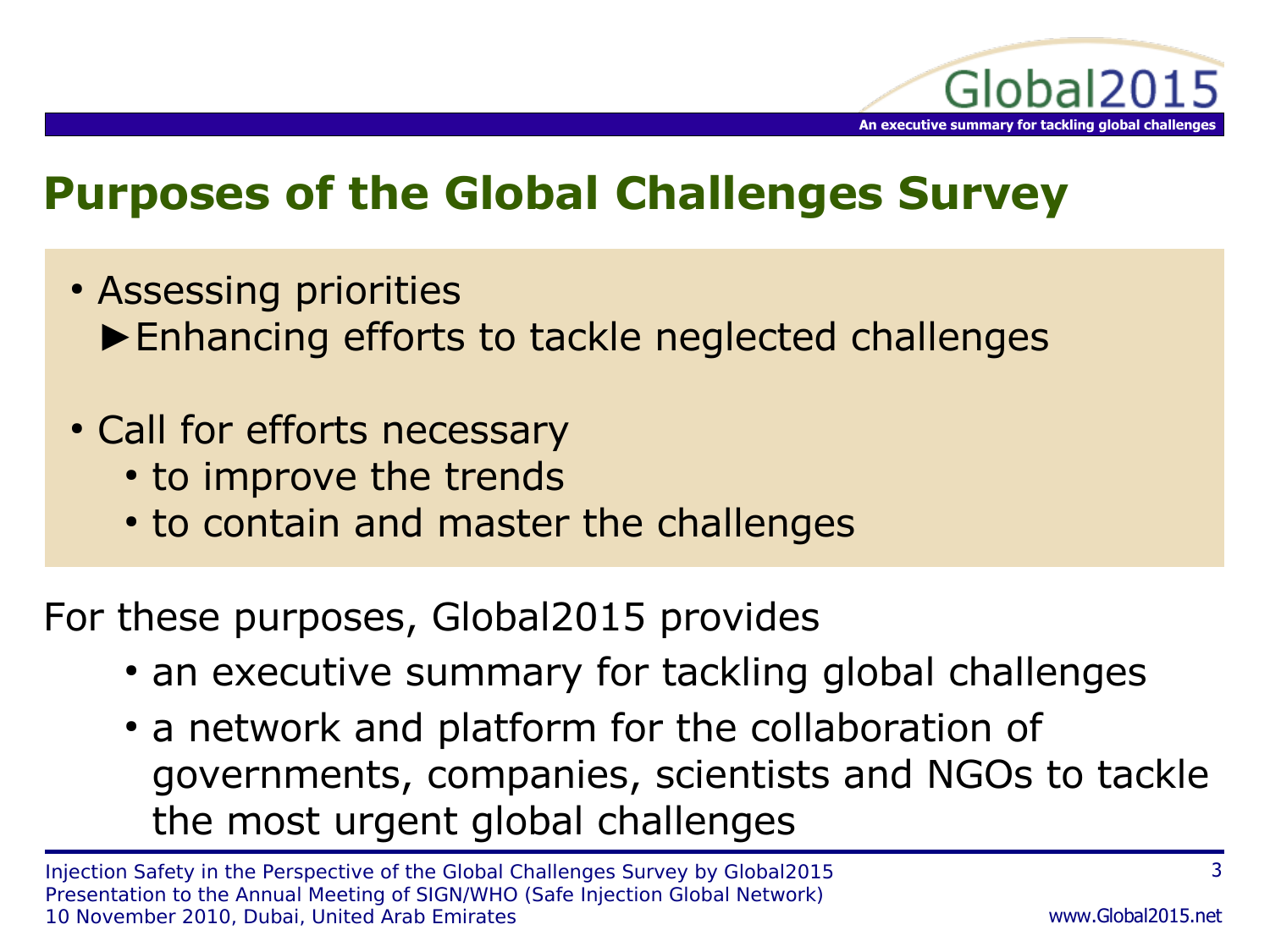# Purposes of the Global Challenges Survey

- Assessing priorities
  ►Enhancing efforts to tackle neglected challenges

- Call for efforts necessary
  - to improve the trends
  - to contain and master the challenges

For these purposes, Global2015 provides

- an executive summary for tackling global challenges
- a network and platform for the collaboration of governments, companies, scientists and NGOs to tackle the most urgent global challenges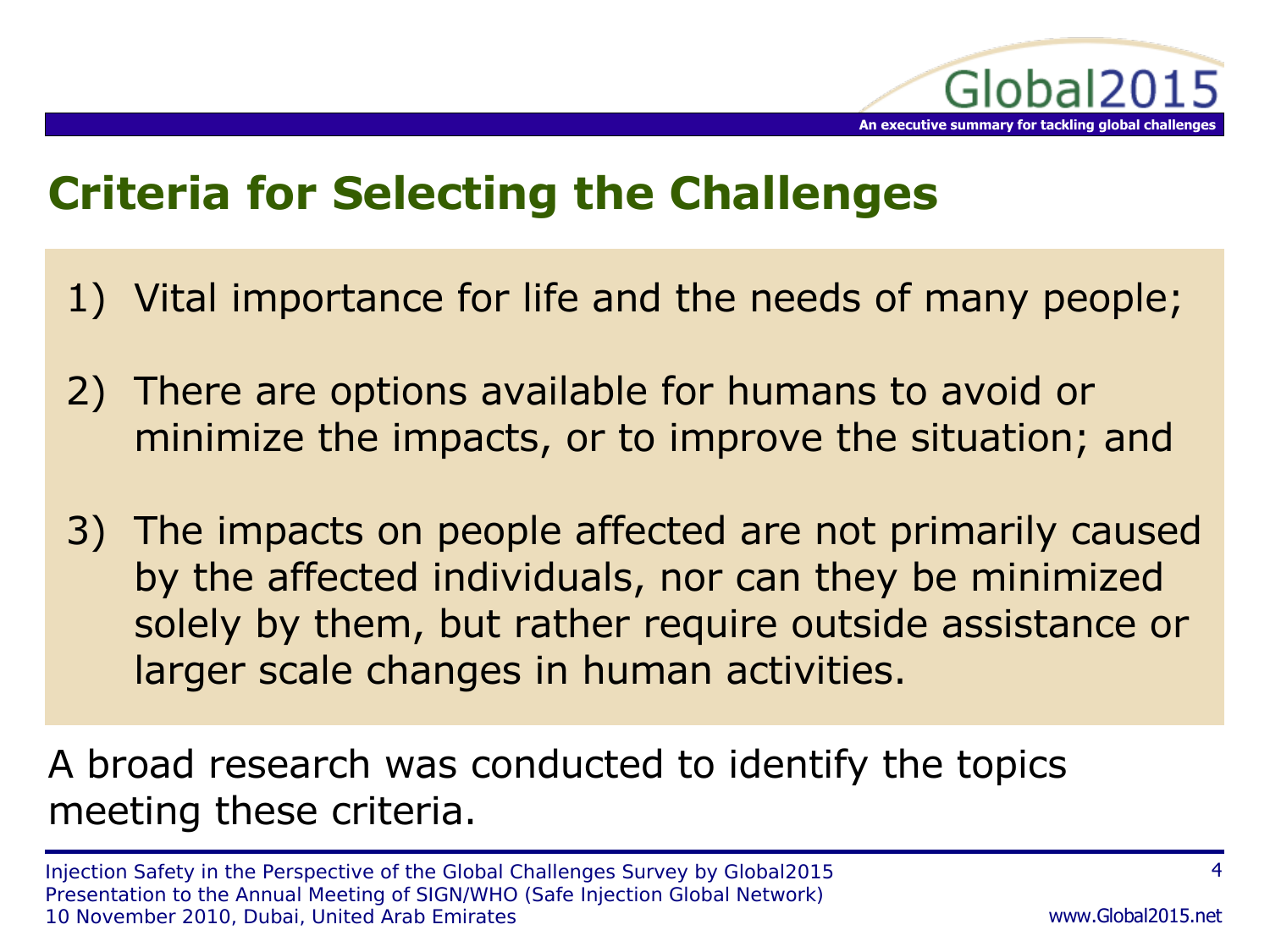## Criteria for Selecting the Challenges

1) Vital importance for life and the needs of many people;
2) There are options available for humans to avoid or minimize the impacts, or to improve the situation; and
3) The impacts on people affected are not primarily caused by the affected individuals, nor can they be minimized solely by them, but rather require outside assistance or larger scale changes in human activities.

A broad research was conducted to identify the topics meeting these criteria.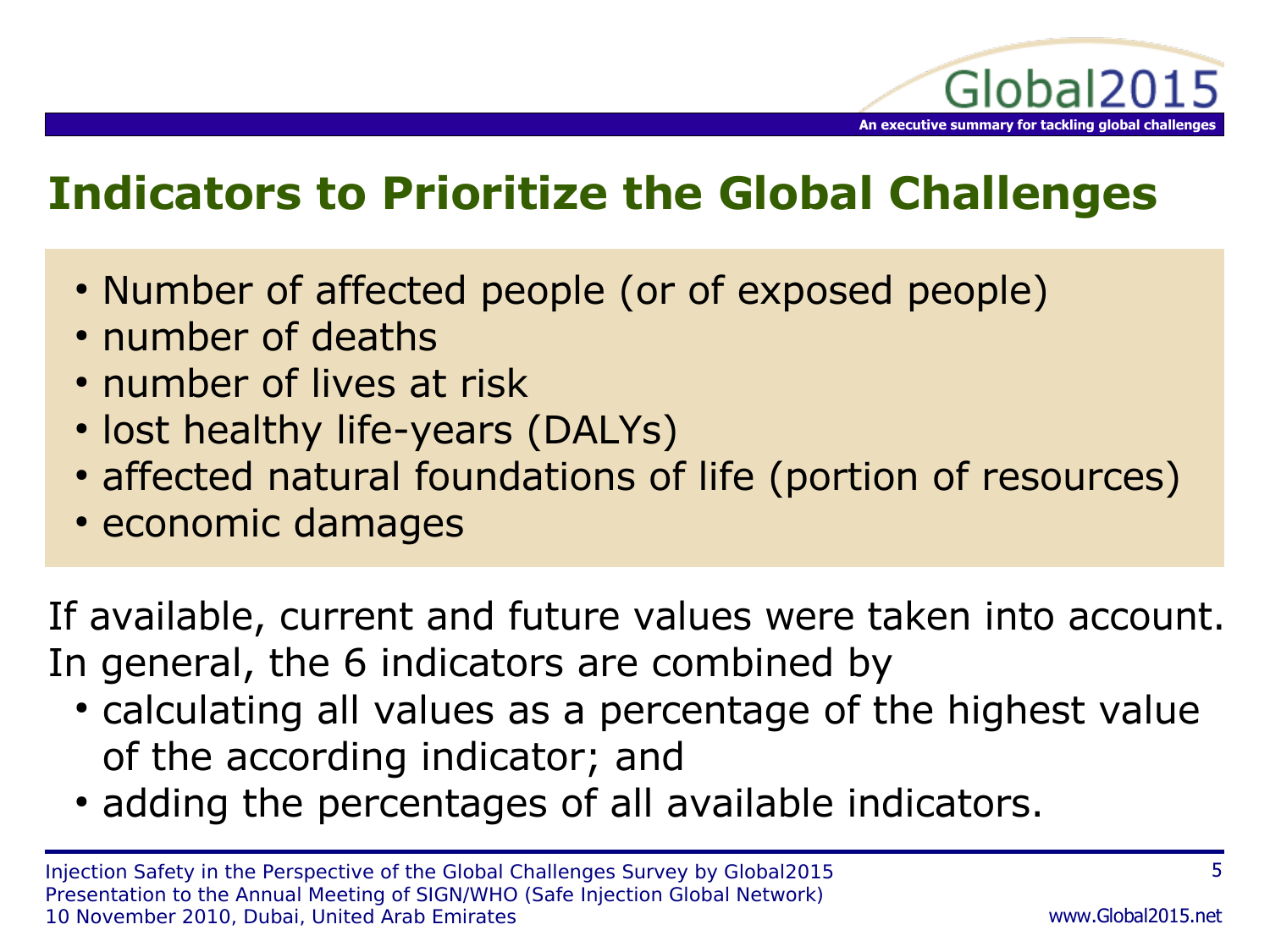# Indicators to Prioritize the Global Challenges

- Number of affected people (or of exposed people)
- number of deaths
- number of lives at risk
- lost healthy life-years (DALYs)
- affected natural foundations of life (portion of resources)
- economic damages

If available, current and future values were taken into account.
In general, the 6 indicators are combined by

- calculating all values as a percentage of the highest value of the according indicator; and
- adding the percentages of all available indicators.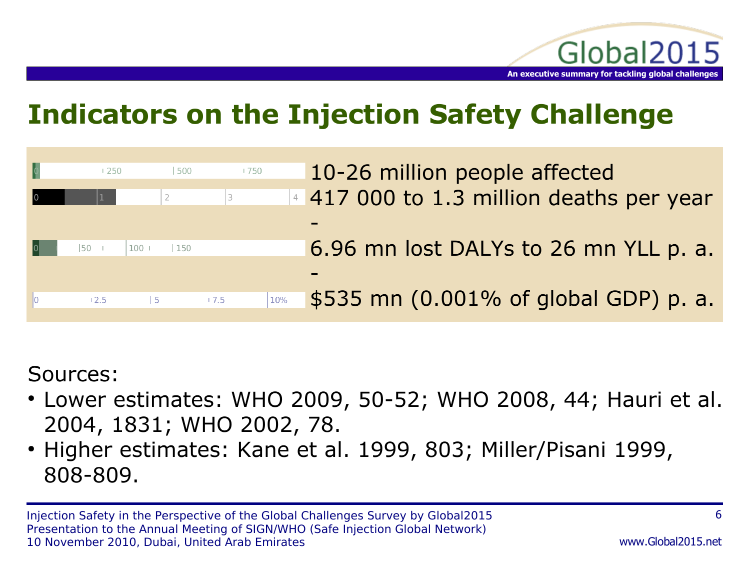# Indicators on the Injection Safety Challenge

| Scale | Indicator |
|---|---|
| 0 · 250 · 500 · 750 | 10-26 million people affected |
| 0 · 1 · 2 · 3 · 4 | 417 000 to 1.3 million deaths per year |
| 0 · 50 · 100 · 150 | 6.96 mn lost DALYs to 26 mn YLL p. a. |
| 0 · 2.5 · 5 · 7.5 · 10% | $535 mn (0.001% of global GDP) p. a. |

Sources:

- Lower estimates: WHO 2009, 50-52; WHO 2008, 44; Hauri et al. 2004, 1831; WHO 2002, 78.
- Higher estimates: Kane et al. 1999, 803; Miller/Pisani 1999, 808-809.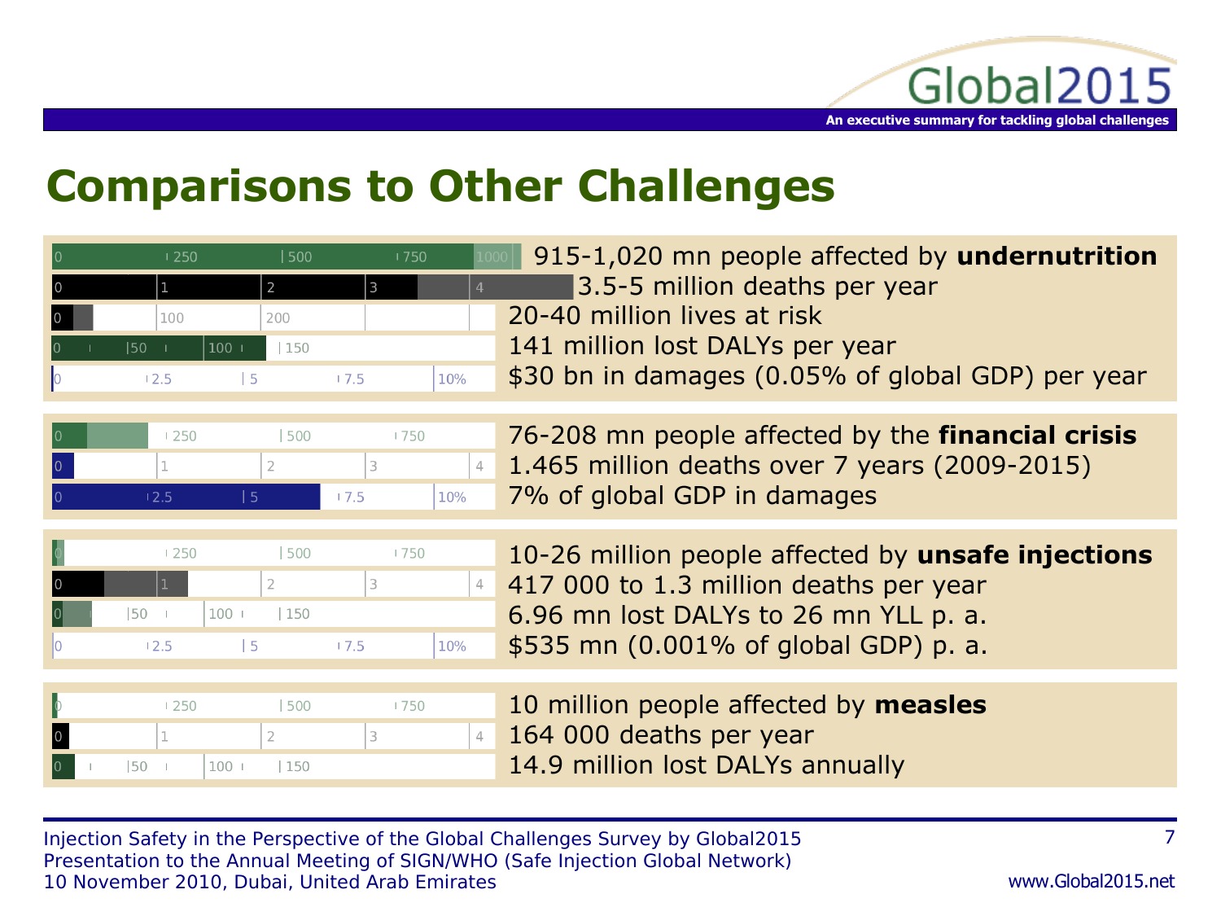# Comparisons to Other Challenges

915-1,020 mn people affected by **undernutrition**
3.5-5 million deaths per year
20-40 million lives at risk
141 million lost DALYs per year
$30 bn in damages (0.05% of global GDP) per year

76-208 mn people affected by the **financial crisis**
1.465 million deaths over 7 years (2009-2015)
7% of global GDP in damages

10-26 million people affected by **unsafe injections**
417 000 to 1.3 million deaths per year
6.96 mn lost DALYs to 26 mn YLL p. a.
$535 mn (0.001% of global GDP) p. a.

10 million people affected by **measles**
164 000 deaths per year
14.9 million lost DALYs annually

Injection Safety in the Perspective of the Global Challenges Survey by Global2015
Presentation to the Annual Meeting of SIGN/WHO (Safe Injection Global Network)
10 November 2010, Dubai, United Arab Emirates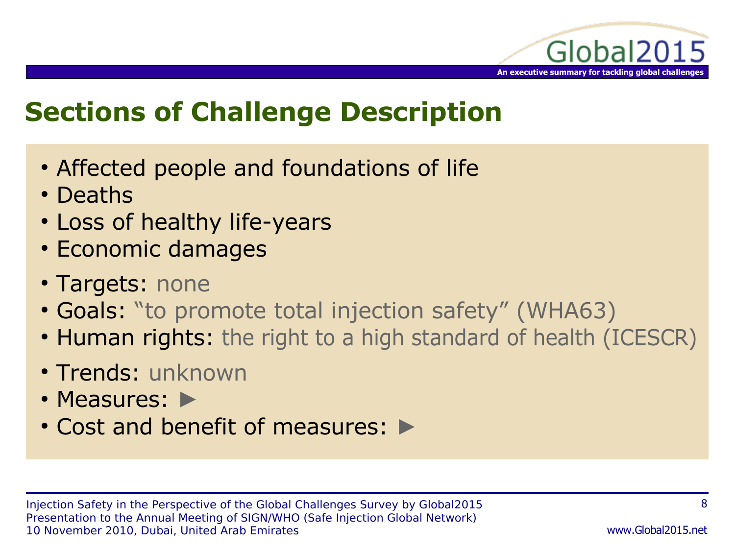## Sections of Challenge Description

- Affected people and foundations of life
- Deaths
- Loss of healthy life-years
- Economic damages
- Targets: none
- Goals: "to promote total injection safety" (WHA63)
- Human rights: the right to a high standard of health (ICESCR)
- Trends: unknown
- Measures: ►
- Cost and benefit of measures: ►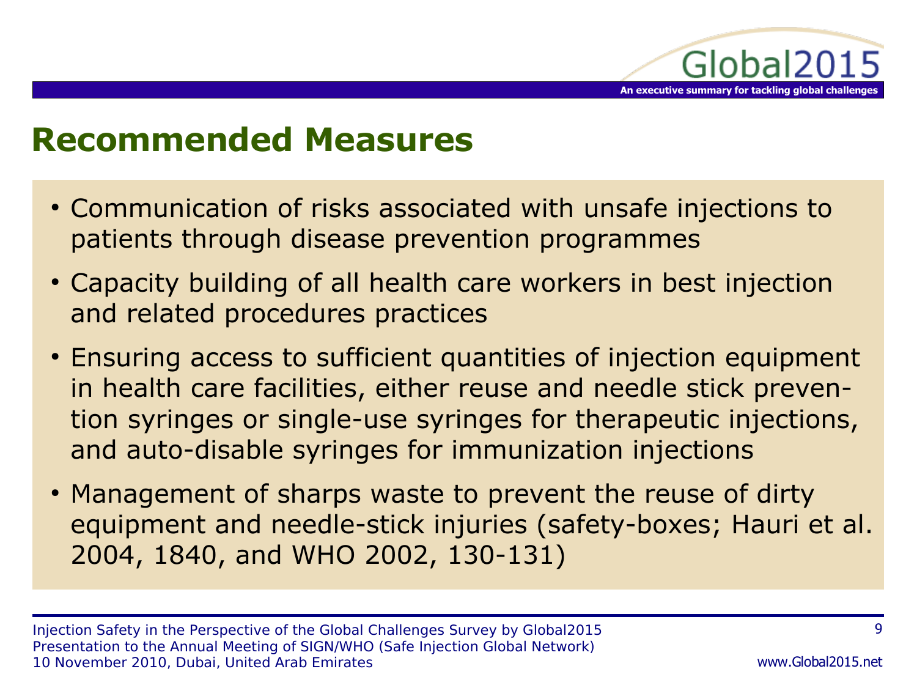## Recommended Measures

- Communication of risks associated with unsafe injections to patients through disease prevention programmes
- Capacity building of all health care workers in best injection and related procedures practices
- Ensuring access to sufficient quantities of injection equipment in health care facilities, either reuse and needle stick prevention syringes or single-use syringes for therapeutic injections, and auto-disable syringes for immunization injections
- Management of sharps waste to prevent the reuse of dirty equipment and needle-stick injuries (safety-boxes; Hauri et al. 2004, 1840, and WHO 2002, 130-131)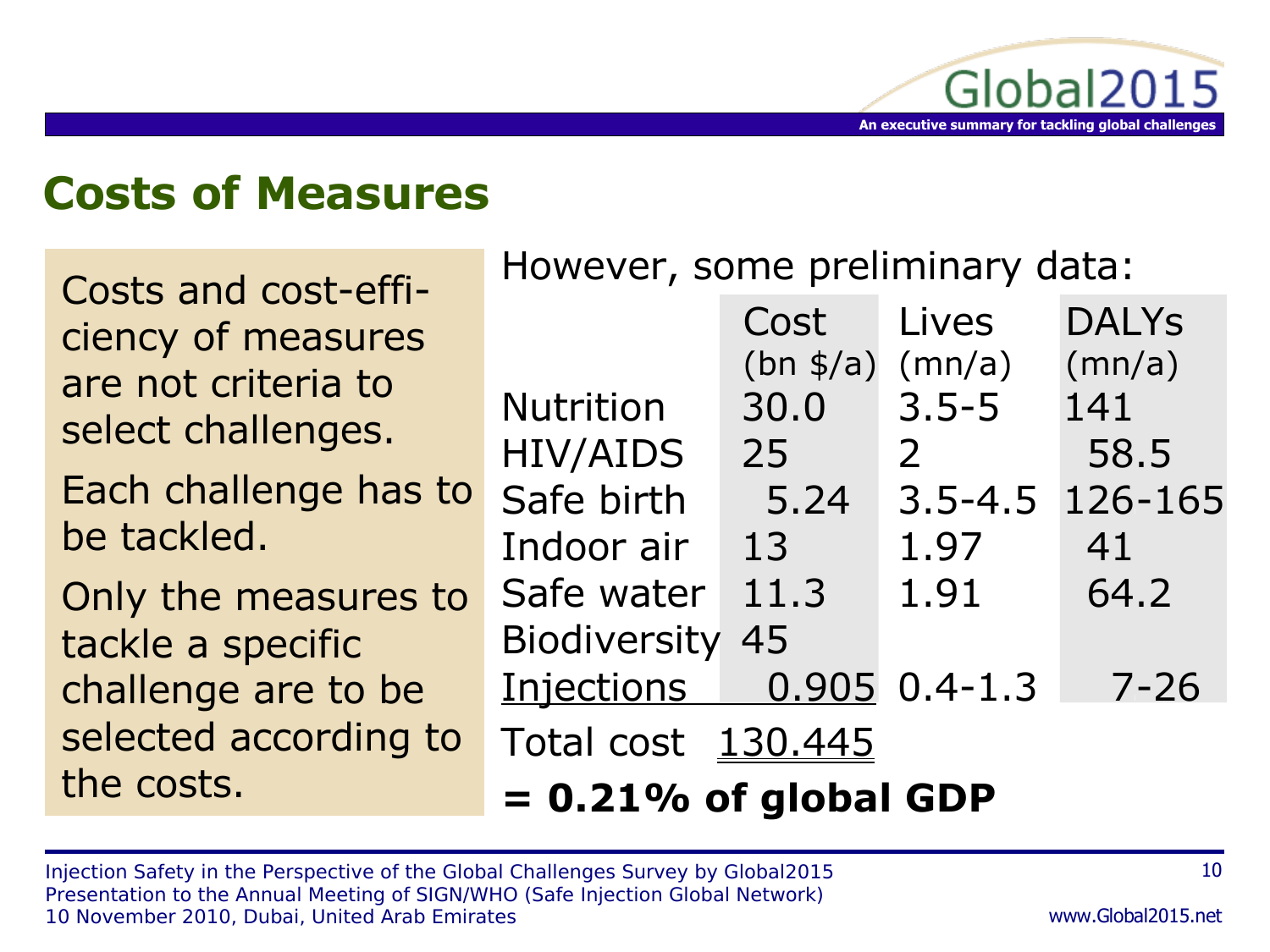## Costs of Measures

Costs and cost-efficiency of measures are not criteria to select challenges.

Each challenge has to be tackled.

Only the measures to tackle a specific challenge are to be selected according to the costs.

However, some preliminary data:

| | Cost (bn $/a) | Lives (mn/a) | DALYs (mn/a) |
|---|---|---|---|
| Nutrition | 30.0 | 3.5-5 | 141 |
| HIV/AIDS | 25 | 2 | 58.5 |
| Safe birth | 5.24 | 3.5-4.5 | 126-165 |
| Indoor air | 13 | 1.97 | 41 |
| Safe water | 11.3 | 1.91 | 64.2 |
| Biodiversity | 45 | | |
| Injections | 0.905 | 0.4-1.3 | 7-26 |
| Total cost | 130.445 | | |

**= 0.21% of global GDP**

Injection Safety in the Perspective of the Global Challenges Survey by Global2015
Presentation to the Annual Meeting of SIGN/WHO (Safe Injection Global Network)
10 November 2010, Dubai, United Arab Emirates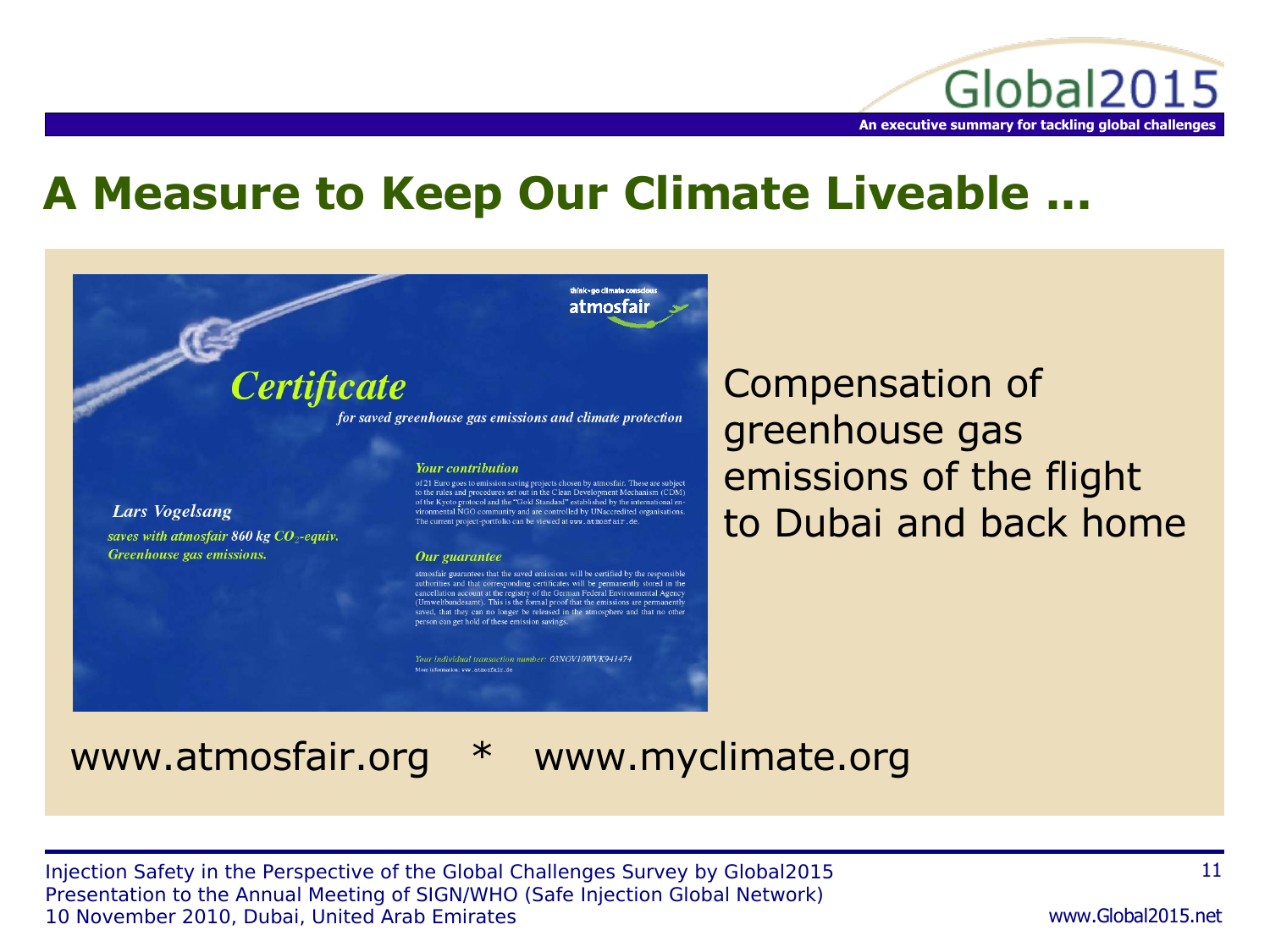# A Measure to Keep Our Climate Liveable …

think • go climate conscious

atmosfair

*Certificate*

*for saved greenhouse gas emissions and climate protection*

*Lars Vogelsang*

*saves with atmosfair 860 kg $CO_2$-equiv. Greenhouse gas emissions.*

*Your contribution*

of 21 Euro goes to emission saving projects chosen by atmosfair. These are subject to the rules and procedures set out in the Clean Development Mechanism (CDM) of the Kyoto protocol and the "Gold Standard" established by the international environmental NGO community and are controlled by UNaccredited organisations. The current project-portfolio can be viewed at www.atmosfair.de.

*Our guarantee*

atmosfair guarantees that the saved emissions will be certified by the responsible authorities and that corresponding certificates will be permanently stored in the cancellation account at the registry of the German Federal Environmental Agency (Umweltbundesamt). This is the formal proof that the emissions are permanently saved, that they can no longer be released in the atmosphere and that no other person can get hold of these emission savings.

*Your individual transaction number: 03NOV10WVK941474*

More information: www.atmosfair.de

Compensation of greenhouse gas emissions of the flight to Dubai and back home

www.atmosfair.org * www.myclimate.org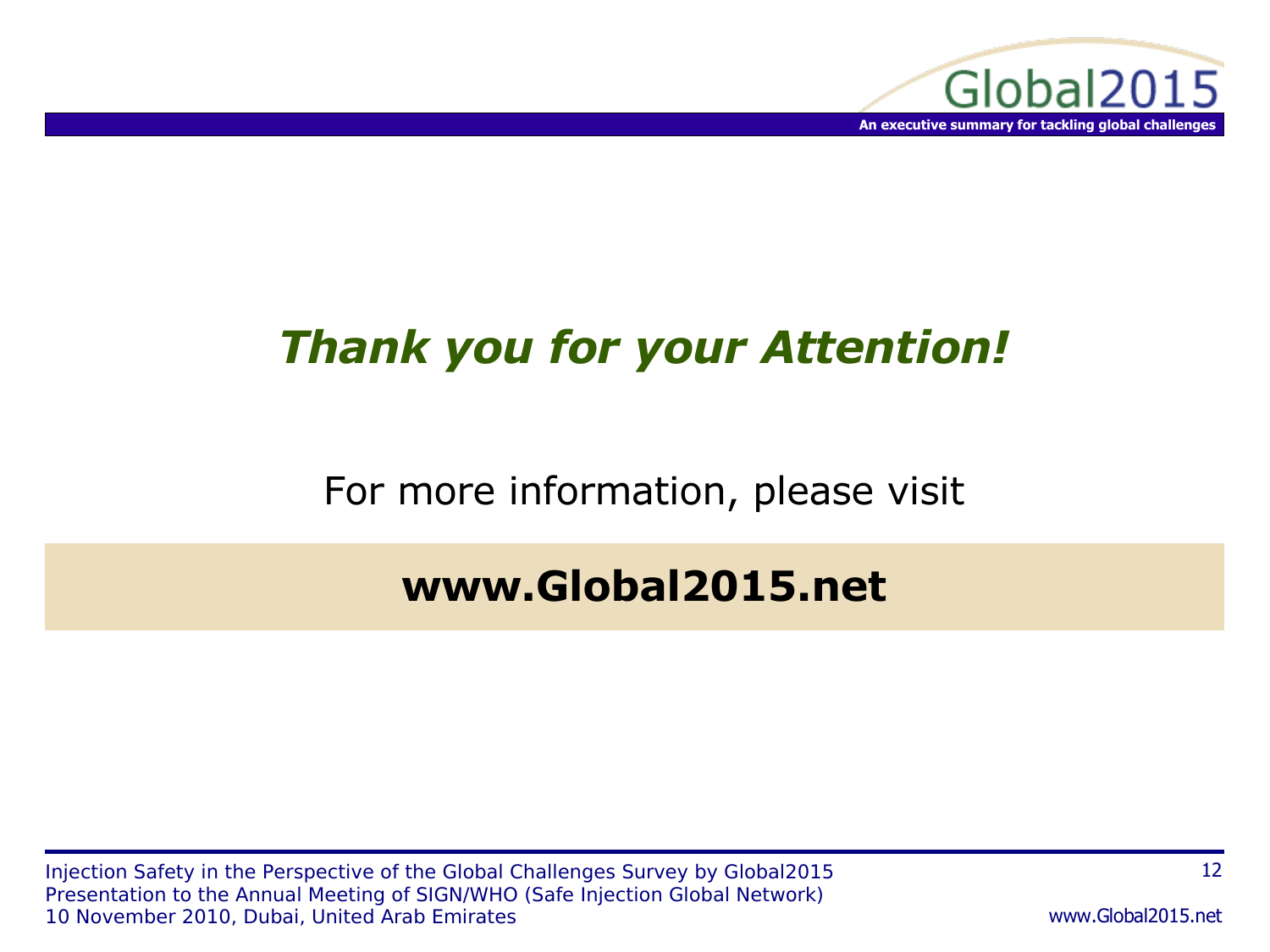***Thank you for your Attention!***

For more information, please visit

**www.Global2015.net**